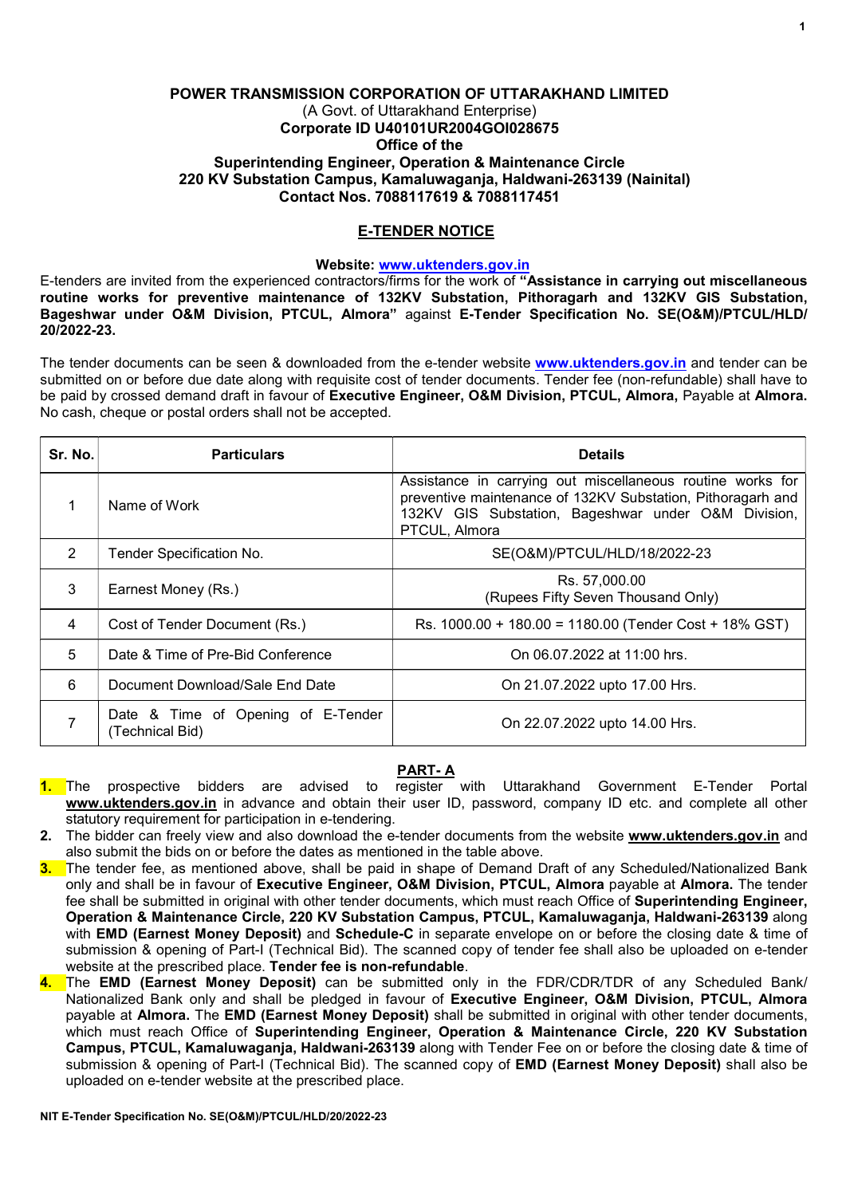**POWER TRANSMISSION CORPORATION OF UTTARAKHAND LIMITED**
(A Govt. of Uttarakhand Enterprise)
**Corporate ID U40101UR2004GOI028675**
**Office of the**
**Superintending Engineer, Operation & Maintenance Circle**
**220 KV Substation Campus, Kamaluwaganja, Haldwani-263139 (Nainital)**
**Contact Nos. 7088117619 & 7088117451**

## E-TENDER NOTICE

**Website: www.uktenders.gov.in**

E-tenders are invited from the experienced contractors/firms for the work of **"Assistance in carrying out miscellaneous routine works for preventive maintenance of 132KV Substation, Pithoragarh and 132KV GIS Substation, Bageshwar under O&M Division, PTCUL, Almora"** against **E-Tender Specification No. SE(O&M)/PTCUL/HLD/ 20/2022-23.**

The tender documents can be seen & downloaded from the e-tender website **www.uktenders.gov.in** and tender can be submitted on or before due date along with requisite cost of tender documents. Tender fee (non-refundable) shall have to be paid by crossed demand draft in favour of **Executive Engineer, O&M Division, PTCUL, Almora,** Payable at **Almora.** No cash, cheque or postal orders shall not be accepted.

| Sr. No. | Particulars | Details |
|---|---|---|
| 1 | Name of Work | Assistance in carrying out miscellaneous routine works for preventive maintenance of 132KV Substation, Pithoragarh and 132KV GIS Substation, Bageshwar under O&M Division, PTCUL, Almora |
| 2 | Tender Specification No. | SE(O&M)/PTCUL/HLD/18/2022-23 |
| 3 | Earnest Money (Rs.) | Rs. 57,000.00 (Rupees Fifty Seven Thousand Only) |
| 4 | Cost of Tender Document (Rs.) | Rs. 1000.00 + 180.00 = 1180.00 (Tender Cost + 18% GST) |
| 5 | Date & Time of Pre-Bid Conference | On 06.07.2022 at 11:00 hrs. |
| 6 | Document Download/Sale End Date | On 21.07.2022 upto 17.00 Hrs. |
| 7 | Date & Time of Opening of E-Tender (Technical Bid) | On 22.07.2022 upto 14.00 Hrs. |

## PART- A

1. The prospective bidders are advised to register with Uttarakhand Government E-Tender Portal **www.uktenders.gov.in** in advance and obtain their user ID, password, company ID etc. and complete all other statutory requirement for participation in e-tendering.
2. The bidder can freely view and also download the e-tender documents from the website **www.uktenders.gov.in** and also submit the bids on or before the dates as mentioned in the table above.
3. The tender fee, as mentioned above, shall be paid in shape of Demand Draft of any Scheduled/Nationalized Bank only and shall be in favour of **Executive Engineer, O&M Division, PTCUL, Almora** payable at **Almora.** The tender fee shall be submitted in original with other tender documents, which must reach Office of **Superintending Engineer, Operation & Maintenance Circle, 220 KV Substation Campus, PTCUL, Kamaluwaganja, Haldwani-263139** along with **EMD (Earnest Money Deposit)** and **Schedule-C** in separate envelope on or before the closing date & time of submission & opening of Part-I (Technical Bid). The scanned copy of tender fee shall also be uploaded on e-tender website at the prescribed place. **Tender fee is non-refundable**.
4. The **EMD (Earnest Money Deposit)** can be submitted only in the FDR/CDR/TDR of any Scheduled Bank/ Nationalized Bank only and shall be pledged in favour of **Executive Engineer, O&M Division, PTCUL, Almora** payable at **Almora.** The **EMD (Earnest Money Deposit)** shall be submitted in original with other tender documents, which must reach Office of **Superintending Engineer, Operation & Maintenance Circle, 220 KV Substation Campus, PTCUL, Kamaluwaganja, Haldwani-263139** along with Tender Fee on or before the closing date & time of submission & opening of Part-I (Technical Bid). The scanned copy of **EMD (Earnest Money Deposit)** shall also be uploaded on e-tender website at the prescribed place.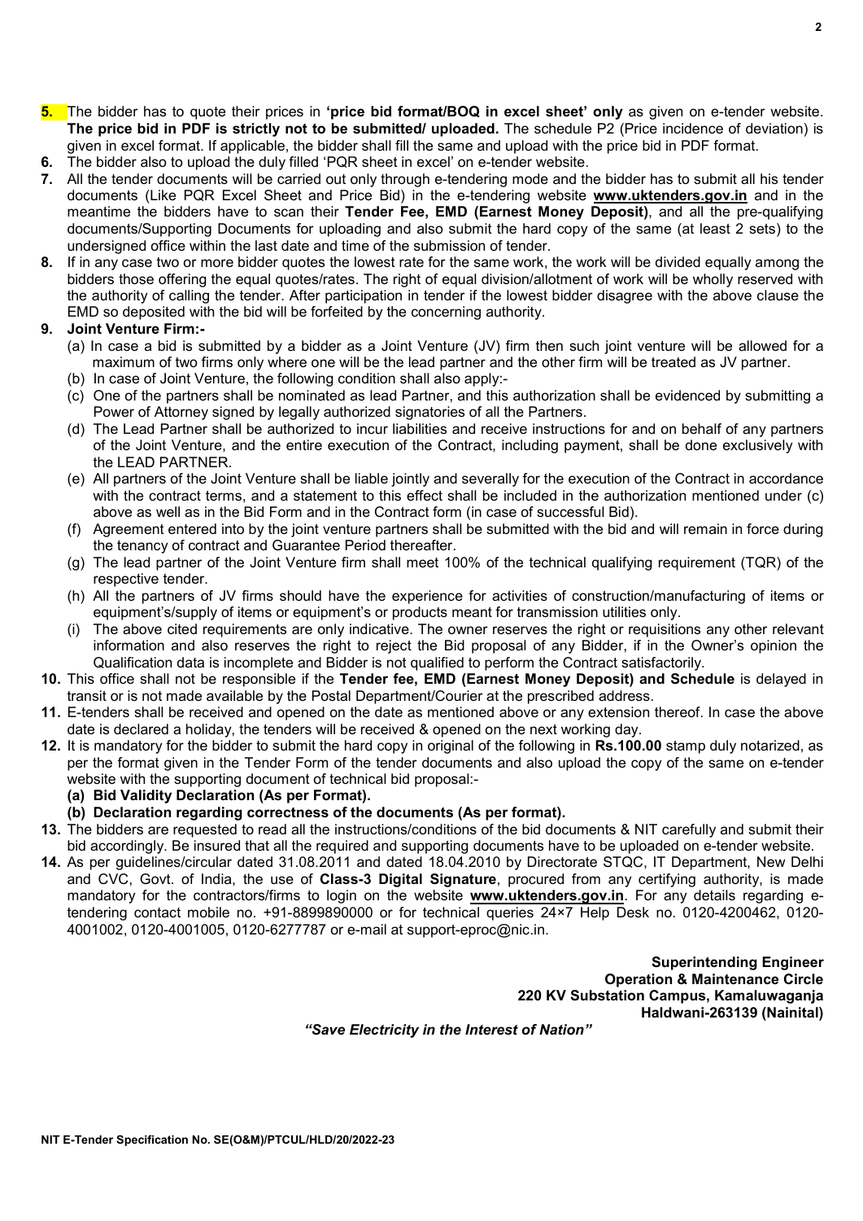**5.** The bidder has to quote their prices in **'price bid format/BOQ in excel sheet' only** as given on e-tender website. **The price bid in PDF is strictly not to be submitted/ uploaded.** The schedule P2 (Price incidence of deviation) is given in excel format. If applicable, the bidder shall fill the same and upload with the price bid in PDF format.

**6.** The bidder also to upload the duly filled 'PQR sheet in excel' on e-tender website.

**7.** All the tender documents will be carried out only through e-tendering mode and the bidder has to submit all his tender documents (Like PQR Excel Sheet and Price Bid) in the e-tendering website **www.uktenders.gov.in** and in the meantime the bidders have to scan their **Tender Fee, EMD (Earnest Money Deposit)**, and all the pre-qualifying documents/Supporting Documents for uploading and also submit the hard copy of the same (at least 2 sets) to the undersigned office within the last date and time of the submission of tender.

**8.** If in any case two or more bidder quotes the lowest rate for the same work, the work will be divided equally among the bidders those offering the equal quotes/rates. The right of equal division/allotment of work will be wholly reserved with the authority of calling the tender. After participation in tender if the lowest bidder disagree with the above clause the EMD so deposited with the bid will be forfeited by the concerning authority.

**9. Joint Venture Firm:-**

(a) In case a bid is submitted by a bidder as a Joint Venture (JV) firm then such joint venture will be allowed for a maximum of two firms only where one will be the lead partner and the other firm will be treated as JV partner.

(b) In case of Joint Venture, the following condition shall also apply:-

(c) One of the partners shall be nominated as lead Partner, and this authorization shall be evidenced by submitting a Power of Attorney signed by legally authorized signatories of all the Partners.

(d) The Lead Partner shall be authorized to incur liabilities and receive instructions for and on behalf of any partners of the Joint Venture, and the entire execution of the Contract, including payment, shall be done exclusively with the LEAD PARTNER.

(e) All partners of the Joint Venture shall be liable jointly and severally for the execution of the Contract in accordance with the contract terms, and a statement to this effect shall be included in the authorization mentioned under (c) above as well as in the Bid Form and in the Contract form (in case of successful Bid).

(f) Agreement entered into by the joint venture partners shall be submitted with the bid and will remain in force during the tenancy of contract and Guarantee Period thereafter.

(g) The lead partner of the Joint Venture firm shall meet 100% of the technical qualifying requirement (TQR) of the respective tender.

(h) All the partners of JV firms should have the experience for activities of construction/manufacturing of items or equipment's/supply of items or equipment's or products meant for transmission utilities only.

(i) The above cited requirements are only indicative. The owner reserves the right or requisitions any other relevant information and also reserves the right to reject the Bid proposal of any Bidder, if in the Owner's opinion the Qualification data is incomplete and Bidder is not qualified to perform the Contract satisfactorily.

**10.** This office shall not be responsible if the **Tender fee, EMD (Earnest Money Deposit) and Schedule** is delayed in transit or is not made available by the Postal Department/Courier at the prescribed address.

**11.** E-tenders shall be received and opened on the date as mentioned above or any extension thereof. In case the above date is declared a holiday, the tenders will be received & opened on the next working day.

**12.** It is mandatory for the bidder to submit the hard copy in original of the following in **Rs.100.00** stamp duly notarized, as per the format given in the Tender Form of the tender documents and also upload the copy of the same on e-tender website with the supporting document of technical bid proposal:-

**(a) Bid Validity Declaration (As per Format).**

**(b) Declaration regarding correctness of the documents (As per format).**

**13.** The bidders are requested to read all the instructions/conditions of the bid documents & NIT carefully and submit their bid accordingly. Be insured that all the required and supporting documents have to be uploaded on e-tender website.

**14.** As per guidelines/circular dated 31.08.2011 and dated 18.04.2010 by Directorate STQC, IT Department, New Delhi and CVC, Govt. of India, the use of **Class-3 Digital Signature**, procured from any certifying authority, is made mandatory for the contractors/firms to login on the website **www.uktenders.gov.in**. For any details regarding e-tendering contact mobile no. +91-8899890000 or for technical queries 24×7 Help Desk no. 0120-4200462, 0120-4001002, 0120-4001005, 0120-6277787 or e-mail at support-eproc@nic.in.

**Superintending Engineer**
**Operation & Maintenance Circle**
**220 KV Substation Campus, Kamaluwaganja**
**Haldwani-263139 (Nainital)**

***"Save Electricity in the Interest of Nation"***

NIT E-Tender Specification No. SE(O&M)/PTCUL/HLD/20/2022-23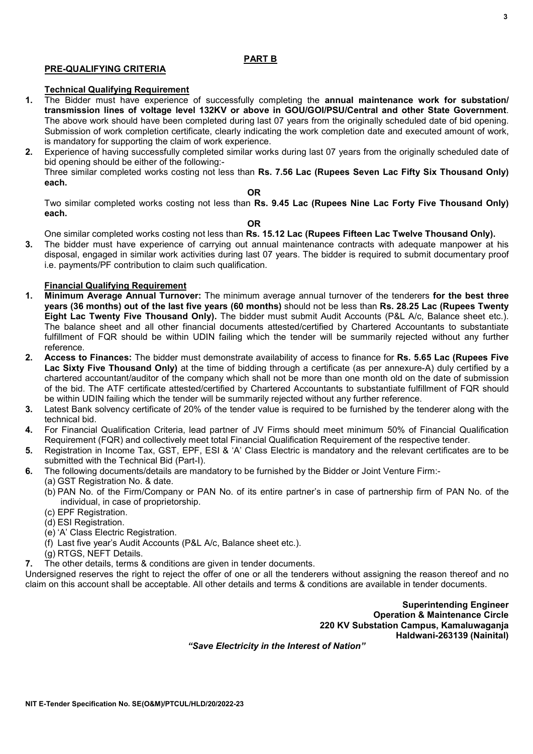## PART B

### PRE-QUALIFYING CRITERIA

#### Technical Qualifying Requirement

1. The Bidder must have experience of successfully completing the **annual maintenance work for substation/ transmission lines of voltage level 132KV or above in GOU/GOI/PSU/Central and other State Government**. The above work should have been completed during last 07 years from the originally scheduled date of bid opening. Submission of work completion certificate, clearly indicating the work completion date and executed amount of work, is mandatory for supporting the claim of work experience.
2. Experience of having successfully completed similar works during last 07 years from the originally scheduled date of bid opening should be either of the following:-

   Three similar completed works costing not less than **Rs. 7.56 Lac (Rupees Seven Lac Fifty Six Thousand Only) each.**

   **OR**

   Two similar completed works costing not less than **Rs. 9.45 Lac (Rupees Nine Lac Forty Five Thousand Only) each.**

   **OR**

   One similar completed works costing not less than **Rs. 15.12 Lac (Rupees Fifteen Lac Twelve Thousand Only).**
3. The bidder must have experience of carrying out annual maintenance contracts with adequate manpower at his disposal, engaged in similar work activities during last 07 years. The bidder is required to submit documentary proof i.e. payments/PF contribution to claim such qualification.

#### Financial Qualifying Requirement

1. **Minimum Average Annual Turnover:** The minimum average annual turnover of the tenderers **for the best three years (36 months) out of the last five years (60 months)** should not be less than **Rs. 28.25 Lac (Rupees Twenty Eight Lac Twenty Five Thousand Only).** The bidder must submit Audit Accounts (P&L A/c, Balance sheet etc.). The balance sheet and all other financial documents attested/certified by Chartered Accountants to substantiate fulfillment of FQR should be within UDIN failing which the tender will be summarily rejected without any further reference.
2. **Access to Finances:** The bidder must demonstrate availability of access to finance for **Rs. 5.65 Lac (Rupees Five Lac Sixty Five Thousand Only)** at the time of bidding through a certificate (as per annexure-A) duly certified by a chartered accountant/auditor of the company which shall not be more than one month old on the date of submission of the bid. The ATF certificate attested/certified by Chartered Accountants to substantiate fulfillment of FQR should be within UDIN failing which the tender will be summarily rejected without any further reference.
3. Latest Bank solvency certificate of 20% of the tender value is required to be furnished by the tenderer along with the technical bid.
4. For Financial Qualification Criteria, lead partner of JV Firms should meet minimum 50% of Financial Qualification Requirement (FQR) and collectively meet total Financial Qualification Requirement of the respective tender.
5. Registration in Income Tax, GST, EPF, ESI & 'A' Class Electric is mandatory and the relevant certificates are to be submitted with the Technical Bid (Part-I).
6. The following documents/details are mandatory to be furnished by the Bidder or Joint Venture Firm:-
   (a) GST Registration No. & date.
   (b) PAN No. of the Firm/Company or PAN No. of its entire partner's in case of partnership firm of PAN No. of the individual, in case of proprietorship.
   (c) EPF Registration.
   (d) ESI Registration.
   (e) 'A' Class Electric Registration.
   (f) Last five year's Audit Accounts (P&L A/c, Balance sheet etc.).
   (g) RTGS, NEFT Details.
7. The other details, terms & conditions are given in tender documents.

Undersigned reserves the right to reject the offer of one or all the tenderers without assigning the reason thereof and no claim on this account shall be acceptable. All other details and terms & conditions are available in tender documents.

**Superintending Engineer**
**Operation & Maintenance Circle**
**220 KV Substation Campus, Kamaluwaganja**
**Haldwani-263139 (Nainital)**

***"Save Electricity in the Interest of Nation"***

**NIT E-Tender Specification No. SE(O&M)/PTCUL/HLD/20/2022-23**